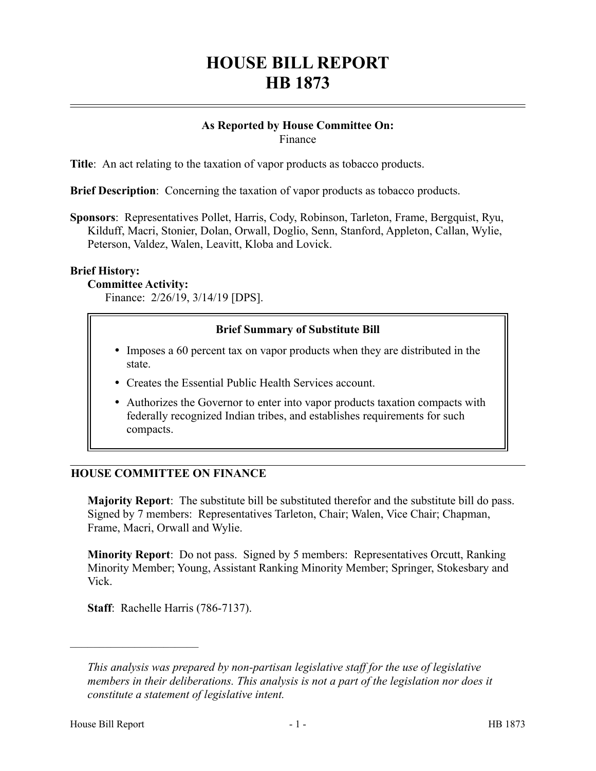# HOUSE BILL REPORT
# HB 1873

**As Reported by House Committee On:**
Finance

**Title**: An act relating to the taxation of vapor products as tobacco products.

**Brief Description**: Concerning the taxation of vapor products as tobacco products.

**Sponsors**: Representatives Pollet, Harris, Cody, Robinson, Tarleton, Frame, Bergquist, Ryu, Kilduff, Macri, Stonier, Dolan, Orwall, Doglio, Senn, Stanford, Appleton, Callan, Wylie, Peterson, Valdez, Walen, Leavitt, Kloba and Lovick.

**Brief History:**

**Committee Activity:**

Finance: 2/26/19, 3/14/19 [DPS].

**Brief Summary of Substitute Bill**

- Imposes a 60 percent tax on vapor products when they are distributed in the state.
- Creates the Essential Public Health Services account.
- Authorizes the Governor to enter into vapor products taxation compacts with federally recognized Indian tribes, and establishes requirements for such compacts.

## HOUSE COMMITTEE ON FINANCE

**Majority Report**: The substitute bill be substituted therefor and the substitute bill do pass. Signed by 7 members: Representatives Tarleton, Chair; Walen, Vice Chair; Chapman, Frame, Macri, Orwall and Wylie.

**Minority Report**: Do not pass. Signed by 5 members: Representatives Orcutt, Ranking Minority Member; Young, Assistant Ranking Minority Member; Springer, Stokesbary and Vick.

**Staff**: Rachelle Harris (786-7137).

---

*This analysis was prepared by non-partisan legislative staff for the use of legislative members in their deliberations. This analysis is not a part of the legislation nor does it constitute a statement of legislative intent.*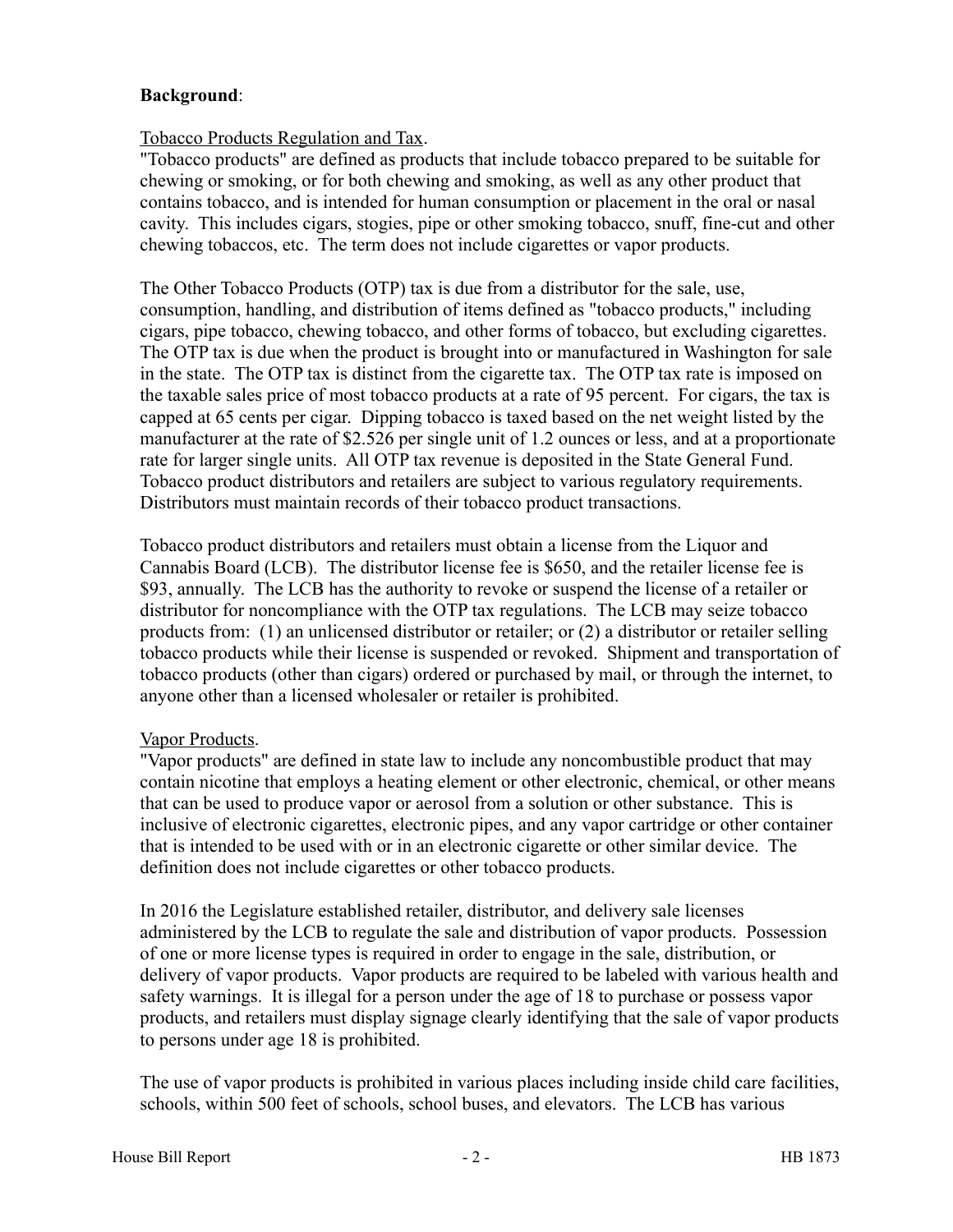**Background**:

Tobacco Products Regulation and Tax.

"Tobacco products" are defined as products that include tobacco prepared to be suitable for chewing or smoking, or for both chewing and smoking, as well as any other product that contains tobacco, and is intended for human consumption or placement in the oral or nasal cavity. This includes cigars, stogies, pipe or other smoking tobacco, snuff, fine-cut and other chewing tobaccos, etc. The term does not include cigarettes or vapor products.

The Other Tobacco Products (OTP) tax is due from a distributor for the sale, use, consumption, handling, and distribution of items defined as "tobacco products," including cigars, pipe tobacco, chewing tobacco, and other forms of tobacco, but excluding cigarettes. The OTP tax is due when the product is brought into or manufactured in Washington for sale in the state. The OTP tax is distinct from the cigarette tax. The OTP tax rate is imposed on the taxable sales price of most tobacco products at a rate of 95 percent. For cigars, the tax is capped at 65 cents per cigar. Dipping tobacco is taxed based on the net weight listed by the manufacturer at the rate of $2.526 per single unit of 1.2 ounces or less, and at a proportionate rate for larger single units. All OTP tax revenue is deposited in the State General Fund. Tobacco product distributors and retailers are subject to various regulatory requirements. Distributors must maintain records of their tobacco product transactions.

Tobacco product distributors and retailers must obtain a license from the Liquor and Cannabis Board (LCB). The distributor license fee is $650, and the retailer license fee is $93, annually. The LCB has the authority to revoke or suspend the license of a retailer or distributor for noncompliance with the OTP tax regulations. The LCB may seize tobacco products from: (1) an unlicensed distributor or retailer; or (2) a distributor or retailer selling tobacco products while their license is suspended or revoked. Shipment and transportation of tobacco products (other than cigars) ordered or purchased by mail, or through the internet, to anyone other than a licensed wholesaler or retailer is prohibited.

Vapor Products.

"Vapor products" are defined in state law to include any noncombustible product that may contain nicotine that employs a heating element or other electronic, chemical, or other means that can be used to produce vapor or aerosol from a solution or other substance. This is inclusive of electronic cigarettes, electronic pipes, and any vapor cartridge or other container that is intended to be used with or in an electronic cigarette or other similar device. The definition does not include cigarettes or other tobacco products.

In 2016 the Legislature established retailer, distributor, and delivery sale licenses administered by the LCB to regulate the sale and distribution of vapor products. Possession of one or more license types is required in order to engage in the sale, distribution, or delivery of vapor products. Vapor products are required to be labeled with various health and safety warnings. It is illegal for a person under the age of 18 to purchase or possess vapor products, and retailers must display signage clearly identifying that the sale of vapor products to persons under age 18 is prohibited.

The use of vapor products is prohibited in various places including inside child care facilities, schools, within 500 feet of schools, school buses, and elevators. The LCB has various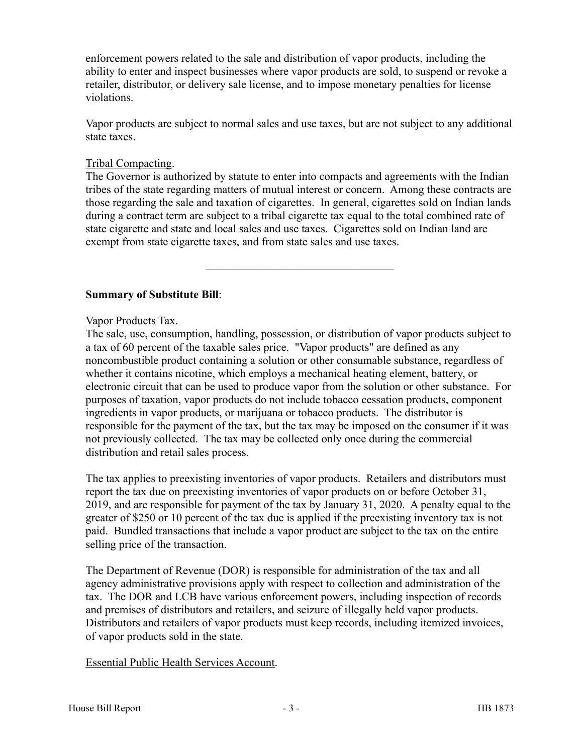enforcement powers related to the sale and distribution of vapor products, including the ability to enter and inspect businesses where vapor products are sold, to suspend or revoke a retailer, distributor, or delivery sale license, and to impose monetary penalties for license violations.

Vapor products are subject to normal sales and use taxes, but are not subject to any additional state taxes.

Tribal Compacting.

The Governor is authorized by statute to enter into compacts and agreements with the Indian tribes of the state regarding matters of mutual interest or concern. Among these contracts are those regarding the sale and taxation of cigarettes. In general, cigarettes sold on Indian lands during a contract term are subject to a tribal cigarette tax equal to the total combined rate of state cigarette and state and local sales and use taxes. Cigarettes sold on Indian land are exempt from state cigarette taxes, and from state sales and use taxes.

---

**Summary of Substitute Bill**:

Vapor Products Tax.

The sale, use, consumption, handling, possession, or distribution of vapor products subject to a tax of 60 percent of the taxable sales price. "Vapor products" are defined as any noncombustible product containing a solution or other consumable substance, regardless of whether it contains nicotine, which employs a mechanical heating element, battery, or electronic circuit that can be used to produce vapor from the solution or other substance. For purposes of taxation, vapor products do not include tobacco cessation products, component ingredients in vapor products, or marijuana or tobacco products. The distributor is responsible for the payment of the tax, but the tax may be imposed on the consumer if it was not previously collected. The tax may be collected only once during the commercial distribution and retail sales process.

The tax applies to preexisting inventories of vapor products. Retailers and distributors must report the tax due on preexisting inventories of vapor products on or before October 31, 2019, and are responsible for payment of the tax by January 31, 2020. A penalty equal to the greater of $250 or 10 percent of the tax due is applied if the preexisting inventory tax is not paid. Bundled transactions that include a vapor product are subject to the tax on the entire selling price of the transaction.

The Department of Revenue (DOR) is responsible for administration of the tax and all agency administrative provisions apply with respect to collection and administration of the tax. The DOR and LCB have various enforcement powers, including inspection of records and premises of distributors and retailers, and seizure of illegally held vapor products. Distributors and retailers of vapor products must keep records, including itemized invoices, of vapor products sold in the state.

Essential Public Health Services Account.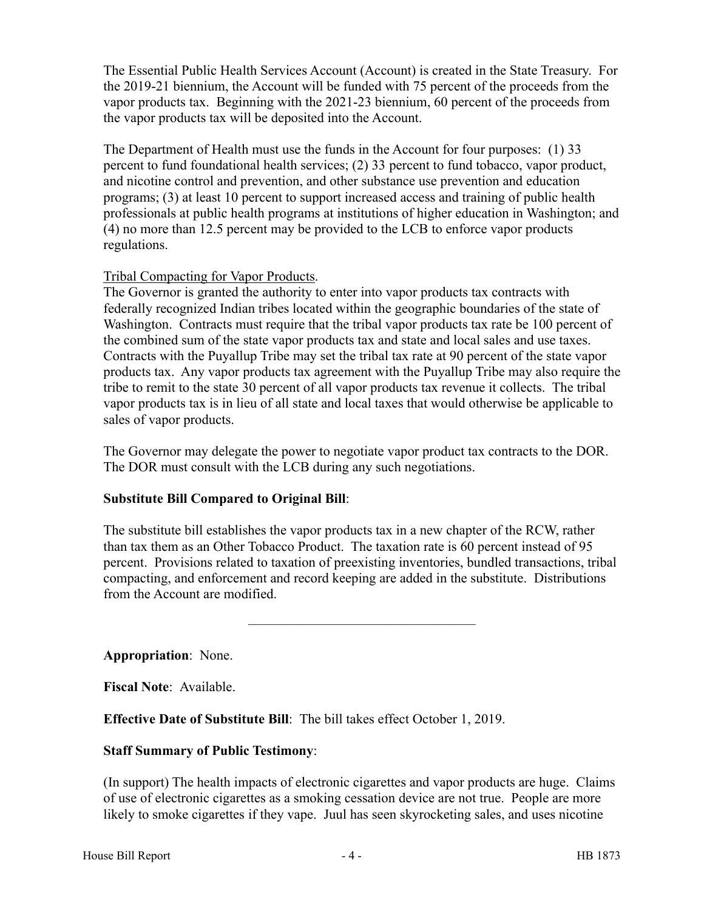The Essential Public Health Services Account (Account) is created in the State Treasury. For the 2019-21 biennium, the Account will be funded with 75 percent of the proceeds from the vapor products tax. Beginning with the 2021-23 biennium, 60 percent of the proceeds from the vapor products tax will be deposited into the Account.

The Department of Health must use the funds in the Account for four purposes: (1) 33 percent to fund foundational health services; (2) 33 percent to fund tobacco, vapor product, and nicotine control and prevention, and other substance use prevention and education programs; (3) at least 10 percent to support increased access and training of public health professionals at public health programs at institutions of higher education in Washington; and (4) no more than 12.5 percent may be provided to the LCB to enforce vapor products regulations.

Tribal Compacting for Vapor Products.

The Governor is granted the authority to enter into vapor products tax contracts with federally recognized Indian tribes located within the geographic boundaries of the state of Washington. Contracts must require that the tribal vapor products tax rate be 100 percent of the combined sum of the state vapor products tax and state and local sales and use taxes. Contracts with the Puyallup Tribe may set the tribal tax rate at 90 percent of the state vapor products tax. Any vapor products tax agreement with the Puyallup Tribe may also require the tribe to remit to the state 30 percent of all vapor products tax revenue it collects. The tribal vapor products tax is in lieu of all state and local taxes that would otherwise be applicable to sales of vapor products.

The Governor may delegate the power to negotiate vapor product tax contracts to the DOR. The DOR must consult with the LCB during any such negotiations.

**Substitute Bill Compared to Original Bill**:

The substitute bill establishes the vapor products tax in a new chapter of the RCW, rather than tax them as an Other Tobacco Product. The taxation rate is 60 percent instead of 95 percent. Provisions related to taxation of preexisting inventories, bundled transactions, tribal compacting, and enforcement and record keeping are added in the substitute. Distributions from the Account are modified.

---

**Appropriation**: None.

**Fiscal Note**: Available.

**Effective Date of Substitute Bill**: The bill takes effect October 1, 2019.

**Staff Summary of Public Testimony**:

(In support) The health impacts of electronic cigarettes and vapor products are huge. Claims of use of electronic cigarettes as a smoking cessation device are not true. People are more likely to smoke cigarettes if they vape. Juul has seen skyrocketing sales, and uses nicotine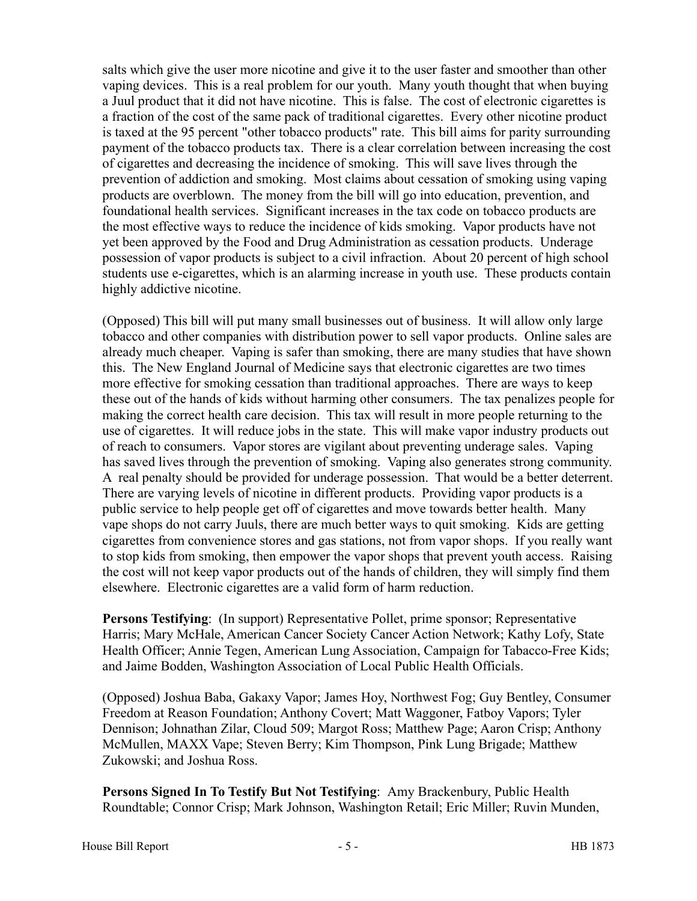salts which give the user more nicotine and give it to the user faster and smoother than other vaping devices. This is a real problem for our youth. Many youth thought that when buying a Juul product that it did not have nicotine. This is false. The cost of electronic cigarettes is a fraction of the cost of the same pack of traditional cigarettes. Every other nicotine product is taxed at the 95 percent "other tobacco products" rate. This bill aims for parity surrounding payment of the tobacco products tax. There is a clear correlation between increasing the cost of cigarettes and decreasing the incidence of smoking. This will save lives through the prevention of addiction and smoking. Most claims about cessation of smoking using vaping products are overblown. The money from the bill will go into education, prevention, and foundational health services. Significant increases in the tax code on tobacco products are the most effective ways to reduce the incidence of kids smoking. Vapor products have not yet been approved by the Food and Drug Administration as cessation products. Underage possession of vapor products is subject to a civil infraction. About 20 percent of high school students use e-cigarettes, which is an alarming increase in youth use. These products contain highly addictive nicotine.

(Opposed) This bill will put many small businesses out of business. It will allow only large tobacco and other companies with distribution power to sell vapor products. Online sales are already much cheaper. Vaping is safer than smoking, there are many studies that have shown this. The New England Journal of Medicine says that electronic cigarettes are two times more effective for smoking cessation than traditional approaches. There are ways to keep these out of the hands of kids without harming other consumers. The tax penalizes people for making the correct health care decision. This tax will result in more people returning to the use of cigarettes. It will reduce jobs in the state. This will make vapor industry products out of reach to consumers. Vapor stores are vigilant about preventing underage sales. Vaping has saved lives through the prevention of smoking. Vaping also generates strong community. A real penalty should be provided for underage possession. That would be a better deterrent. There are varying levels of nicotine in different products. Providing vapor products is a public service to help people get off of cigarettes and move towards better health. Many vape shops do not carry Juuls, there are much better ways to quit smoking. Kids are getting cigarettes from convenience stores and gas stations, not from vapor shops. If you really want to stop kids from smoking, then empower the vapor shops that prevent youth access. Raising the cost will not keep vapor products out of the hands of children, they will simply find them elsewhere. Electronic cigarettes are a valid form of harm reduction.

**Persons Testifying**: (In support) Representative Pollet, prime sponsor; Representative Harris; Mary McHale, American Cancer Society Cancer Action Network; Kathy Lofy, State Health Officer; Annie Tegen, American Lung Association, Campaign for Tobacco-Free Kids; and Jaime Bodden, Washington Association of Local Public Health Officials.

(Opposed) Joshua Baba, Gakaxy Vapor; James Hoy, Northwest Fog; Guy Bentley, Consumer Freedom at Reason Foundation; Anthony Covert; Matt Waggoner, Fatboy Vapors; Tyler Dennison; Johnathan Zilar, Cloud 509; Margot Ross; Matthew Page; Aaron Crisp; Anthony McMullen, MAXX Vape; Steven Berry; Kim Thompson, Pink Lung Brigade; Matthew Zukowski; and Joshua Ross.

**Persons Signed In To Testify But Not Testifying**: Amy Brackenbury, Public Health Roundtable; Connor Crisp; Mark Johnson, Washington Retail; Eric Miller; Ruvin Munden,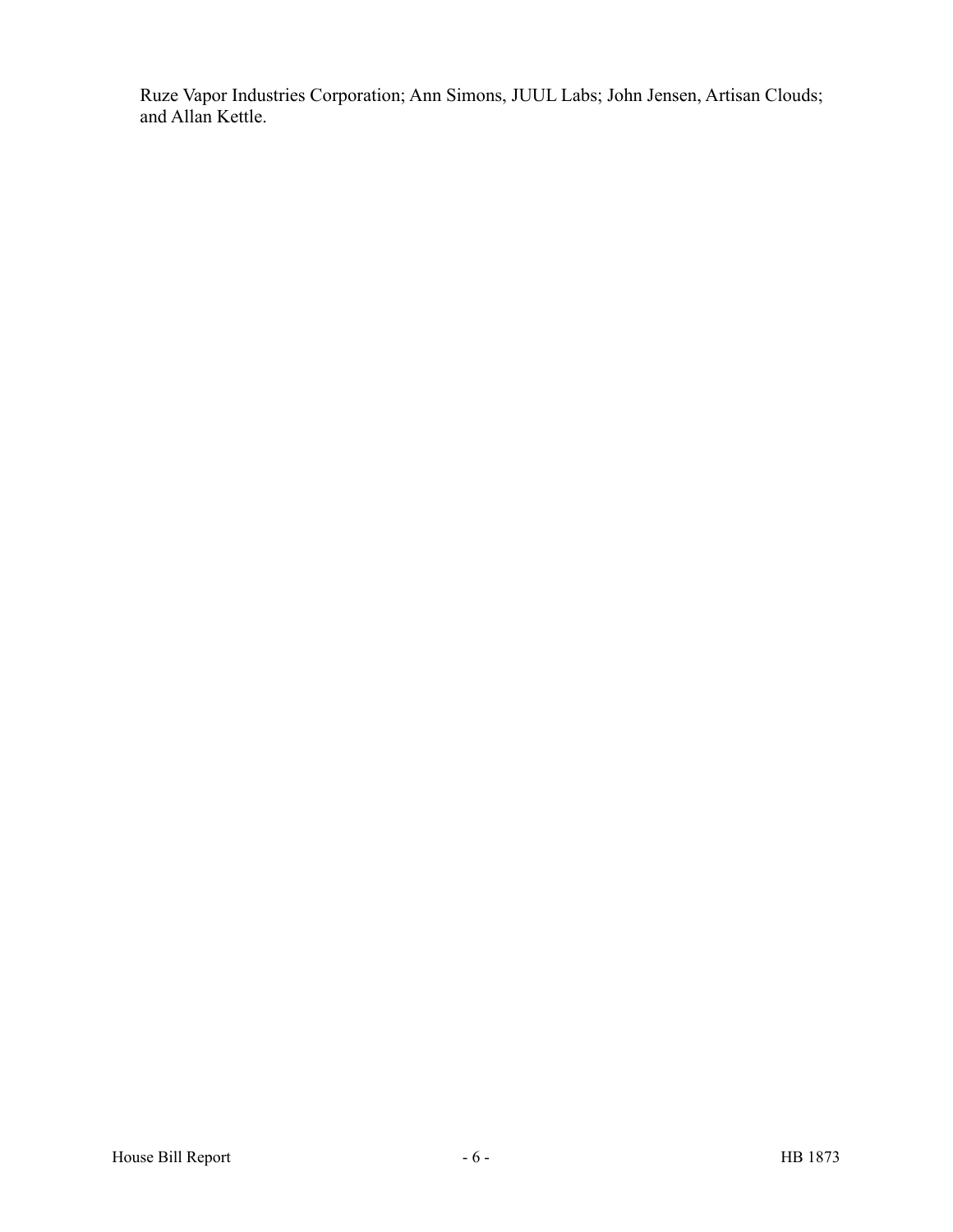Ruze Vapor Industries Corporation; Ann Simons, JUUL Labs; John Jensen, Artisan Clouds; and Allan Kettle.